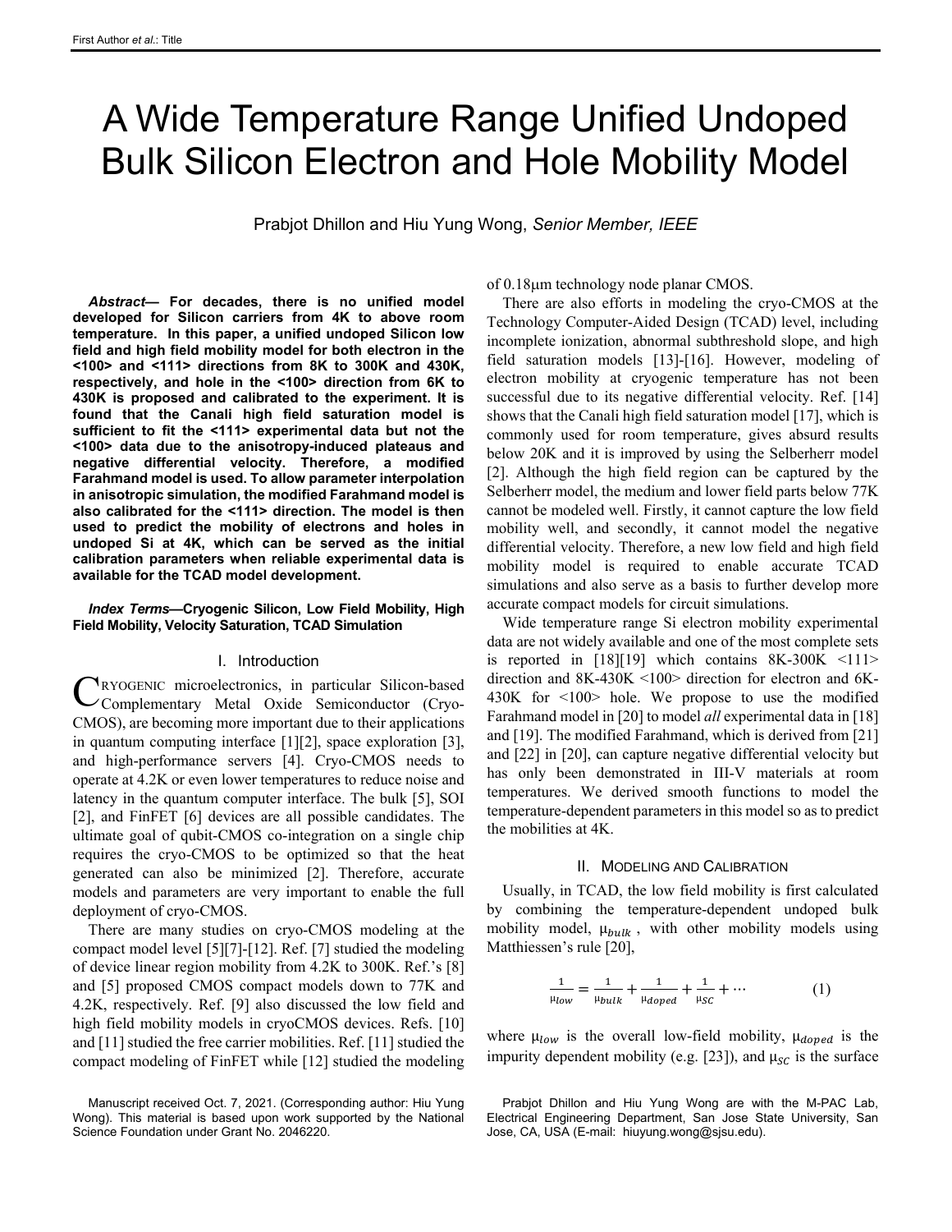# A Wide Temperature Range Unified Undoped Bulk Silicon Electron and Hole Mobility Model

Prabjot Dhillon and Hiu Yung Wong, *Senior Member, IEEE*

***Abstract*— For decades, there is no unified model developed for Silicon carriers from 4K to above room temperature. In this paper, a unified undoped Silicon low field and high field mobility model for both electron in the <100> and <111> directions from 8K to 300K and 430K, respectively, and hole in the <100> direction from 6K to 430K is proposed and calibrated to the experiment. It is found that the Canali high field saturation model is sufficient to fit the <111> experimental data but not the <100> data due to the anisotropy-induced plateaus and negative differential velocity. Therefore, a modified Farahmand model is used. To allow parameter interpolation in anisotropic simulation, the modified Farahmand model is also calibrated for the <111> direction. The model is then used to predict the mobility of electrons and holes in undoped Si at 4K, which can be served as the initial calibration parameters when reliable experimental data is available for the TCAD model development.**

***Index Terms*—Cryogenic Silicon, Low Field Mobility, High Field Mobility, Velocity Saturation, TCAD Simulation**

## I. Introduction

CRYOGENIC microelectronics, in particular Silicon-based Complementary Metal Oxide Semiconductor (Cryo-CMOS), are becoming more important due to their applications in quantum computing interface [1][2], space exploration [3], and high-performance servers [4]. Cryo-CMOS needs to operate at 4.2K or even lower temperatures to reduce noise and latency in the quantum computer interface. The bulk [5], SOI [2], and FinFET [6] devices are all possible candidates. The ultimate goal of qubit-CMOS co-integration on a single chip requires the cryo-CMOS to be optimized so that the heat generated can also be minimized [2]. Therefore, accurate models and parameters are very important to enable the full deployment of cryo-CMOS.

There are many studies on cryo-CMOS modeling at the compact model level [5][7]-[12]. Ref. [7] studied the modeling of device linear region mobility from 4.2K to 300K. Ref.'s [8] and [5] proposed CMOS compact models down to 77K and 4.2K, respectively. Ref. [9] also discussed the low field and high field mobility models in cryoCMOS devices. Refs. [10] and [11] studied the free carrier mobilities. Ref. [11] studied the compact modeling of FinFET while [12] studied the modeling of 0.18μm technology node planar CMOS.

There are also efforts in modeling the cryo-CMOS at the Technology Computer-Aided Design (TCAD) level, including incomplete ionization, abnormal subthreshold slope, and high field saturation models [13]-[16]. However, modeling of electron mobility at cryogenic temperature has not been successful due to its negative differential velocity. Ref. [14] shows that the Canali high field saturation model [17], which is commonly used for room temperature, gives absurd results below 20K and it is improved by using the Selberherr model [2]. Although the high field region can be captured by the Selberherr model, the medium and lower field parts below 77K cannot be modeled well. Firstly, it cannot capture the low field mobility well, and secondly, it cannot model the negative differential velocity. Therefore, a new low field and high field mobility model is required to enable accurate TCAD simulations and also serve as a basis to further develop more accurate compact models for circuit simulations.

Wide temperature range Si electron mobility experimental data are not widely available and one of the most complete sets is reported in [18][19] which contains 8K-300K <111> direction and 8K-430K <100> direction for electron and 6K-430K for <100> hole. We propose to use the modified Farahmand model in [20] to model *all* experimental data in [18] and [19]. The modified Farahmand, which is derived from [21] and [22] in [20], can capture negative differential velocity but has only been demonstrated in III-V materials at room temperatures. We derived smooth functions to model the temperature-dependent parameters in this model so as to predict the mobilities at 4K.

## II. Modeling and Calibration

Usually, in TCAD, the low field mobility is first calculated by combining the temperature-dependent undoped bulk mobility model, $\mu_{bulk}$, with other mobility models using Matthiessen's rule [20],

$$\frac{1}{\mu_{low}} = \frac{1}{\mu_{bulk}} + \frac{1}{\mu_{doped}} + \frac{1}{\mu_{SC}} + \cdots \qquad (1)$$

where $\mu_{low}$ is the overall low-field mobility, $\mu_{doped}$ is the impurity dependent mobility (e.g. [23]), and $\mu_{SC}$ is the surface

Manuscript received Oct. 7, 2021. (Corresponding author: Hiu Yung Wong). This material is based upon work supported by the National Science Foundation under Grant No. 2046220.

Prabjot Dhillon and Hiu Yung Wong are with the M-PAC Lab, Electrical Engineering Department, San Jose State University, San Jose, CA, USA (E-mail: hiuyung.wong@sjsu.edu).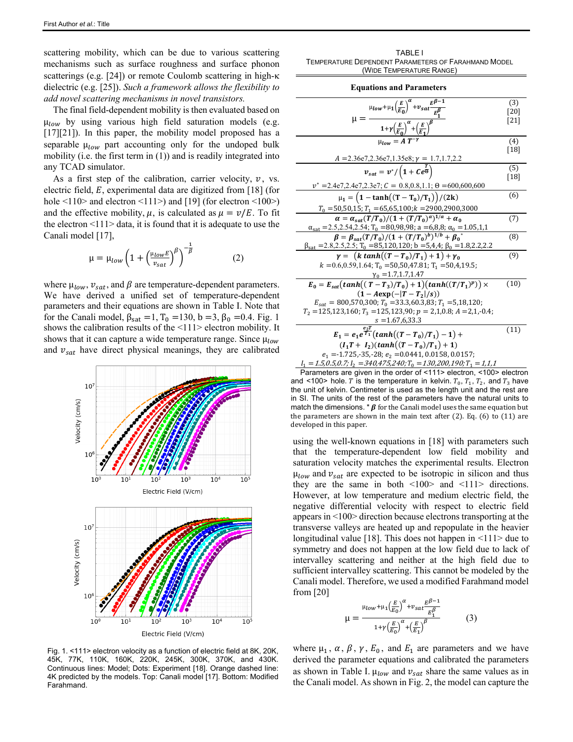scattering mobility, which can be due to various scattering mechanisms such as surface roughness and surface phonon scatterings (e.g. [24]) or remote Coulomb scattering in high-κ dielectric (e.g. [25]). *Such a framework allows the flexibility to add novel scattering mechanisms in novel transistors.*

The final field-dependent mobility is then evaluated based on $\mu_{low}$ by using various high field saturation models (e.g. [17][21]). In this paper, the mobility model proposed has a separable $\mu_{low}$ part accounting only for the undoped bulk mobility (i.e. the first term in (1)) and is readily integrated into any TCAD simulator.

As a first step of the calibration, carrier velocity, $v$, vs. electric field, $E$, experimental data are digitized from [18] (for hole <110> and electron <111>) and [19] (for electron <100>) and the effective mobility, $\mu$, is calculated as $\mu = v/E$. To fit the electron <111> data, it is found that it is adequate to use the Canali model [17],

$$\mu = \mu_{low}\left(1 + \left(\frac{\mu_{low}E}{v_{sat}}\right)^{\beta}\right)^{-\frac{1}{\beta}} \qquad (2)$$

where $\mu_{low}$, $v_{sat}$, and $\beta$ are temperature-dependent parameters. We have derived a unified set of temperature-dependent parameters and their equations are shown in Table I. Note that for the Canali model, $\beta_{sat} = 1$, $T_0 = 130$, $b = 3$, $\beta_0 = 0.4$. Fig. 1 shows the calibration results of the <111> electron mobility. It shows that it can capture a wide temperature range. Since $\mu_{low}$ and $v_{sat}$ have direct physical meanings, they are calibrated using the well-known equations in [18] with parameters such that the temperature-dependent low field mobility and saturation velocity matches the experimental results. Electron $\mu_{low}$ and $v_{sat}$ are expected to be isotropic in silicon and thus they are the same in both <100> and <111> directions. However, at low temperature and medium electric field, the negative differential velocity with respect to electric field appears in <100> direction because electrons transporting at the transverse valleys are heated up and repopulate in the heavier longitudinal value [18]. This does not happen in <111> due to symmetry and does not happen at the low field due to lack of intervalley scattering and neither at the high field due to sufficient intervalley scattering. This cannot be modeled by the Canali model. Therefore, we used a modified Farahmand model from [20]

$$\mu = \frac{\mu_{low} + \mu_1\left(\frac{E}{E_0}\right)^{\alpha} + v_{sat}\frac{E^{\beta-1}}{E_1^{\beta}}}{1 + \gamma\left(\frac{E}{E_0}\right)^{\alpha} + \left(\frac{E}{E_1}\right)^{\beta}} \qquad (3)$$

where $\mu_1$, $\alpha$, $\beta$, $\gamma$, $E_0$, and $E_1$ are parameters and we have derived the parameter equations and calibrated the parameters as shown in Table I. $\mu_{low}$ and $v_{sat}$ share the same values as in the Canali model. As shown in Fig. 2, the model can capture the

Fig. 1. <111> electron velocity as a function of electric field at 8K, 20K, 45K, 77K, 110K, 160K, 220K, 245K, 300K, 370K, and 430K. Continuous lines: Model; Dots: Experiment [18]. Orange dashed line: 4K predicted by the models. Top: Canali model [17]. Bottom: Modified Farahmand.

TABLE I
TEMPERATURE DEPENDENT PARAMETERS OF FARAHMAND MODEL (WIDE TEMPERATURE RANGE)

| Equations and Parameters | |
|---|---|
| $$\mu = \frac{\mu_{low} + \mu_1\left(\frac{E}{E_0}\right)^{\alpha} + v_{sat}\frac{E^{\beta-1}}{E_1^{\beta}}}{1 + \gamma\left(\frac{E}{E_0}\right)^{\alpha} + \left(\frac{E}{E_1}\right)^{\beta}}$$ | (3) [20] [21] |
| $\mu_{low} = A\,T^{-\gamma}$ <br> $A$ =2.36e7,2.36e7,1.35e8; $\gamma$ = 1.7,1.7,2.2 | (4) [18] |
| $v_{sat} = v^{*}/\left(1 + Ce^{\frac{T}{\Theta}}\right)$ <br> $v^{*}$ =2.4e7,2.4e7,2.3e7; $C$ = 0.8,0.8,1.1; Θ =600,600,600 | (5) [18] |
| $\mu_1 = \left(1 - \tanh\left((T - T_0)/T_1\right)\right)/(2k)$ <br> $T_0$ =50,50,15; $T_1$ =65,65,100; $k$ =2900,2900,3000 | (6) |
| $\alpha = \alpha_{sat}(T/T_0)/(1 + (T/T_0)^{a})^{1/a} + \alpha_0$ <br> $\alpha_{sat}$ =2.5,2.54,2.54; $T_0$ =80,98,98; a =6,8,8; $\alpha_0$ =1.05,1,1 | (7) |
| $\beta = \beta_{sat}(T/T_0)/(1 + (T/T_0)^{b})^{1/b} + \beta_0$ * <br> $\beta_{sat}$ =2.8,2.5,2.5; $T_0$ =85,120,120; b =5,4,4; $\beta_0$ =1.8,2.2,2.2 | (8) |
| $\gamma = \left(k\,\tanh\left((T - T_0)/T_1\right) + 1\right) + \gamma_0$ <br> $k$ =0.6,0.59,1.64; $T_0$ =50,50,47.81; $T_1$ =50,4,19.5; <br> $\gamma_0$ =1.7,1.7,1.47 | (9) |
| $E_0 = E_{sat}\left(\tanh\left((T - T_3)/T_0\right) + 1\right)\left(\tanh\left((T/T_1)^{p}\right)\right) \times \left(1 - A\exp(-\lvert T - T_2\rvert/s)\right)$ <br> $E_{sat}$ = 800,570,300; $T_0$ =33.3,60.3,83; $T_1$ =5,18,120; <br> $T_2$ =125,123,160; $T_3$ =125,123,90; $p$ = 2,1,0.8; $A$ =2,1,-0.4; <br> $s$ =1.67,6,33.3 | (10) |
| $E_1 = e_1 e^{\frac{e_2 T}{T_1}}\left(\tanh\left((T - T_0)/T_1\right) - 1\right) + (I_1 T + I_2)\left(\tanh\left((T - T_0)/T_1\right) + 1\right)$ <br> $e_1$ =-1.725,-35,-28; $e_2$ =0.0441, 0.0158, 0.0157; <br> *$I_1$ = 1.5,0.5,0.7; $I_2$ =340,475,240; $T_0$ =130,200,190; $T_1$ = 1,1,1* | (11) |

Parameters are given in the order of <111> electron, <100> electron and <100> hole. $T$ is the temperature in kelvin. $T_0$, $T_1$, $T_2$, and $T_3$ have the unit of kelvin. Centimeter is used as the length unit and the rest are in SI. The units of the rest of the parameters have the natural units to match the dimensions. * $\beta$ for the Canali model uses the same equation but the parameters are shown in the main text after (2). Eq. (6) to (11) are developed in this paper.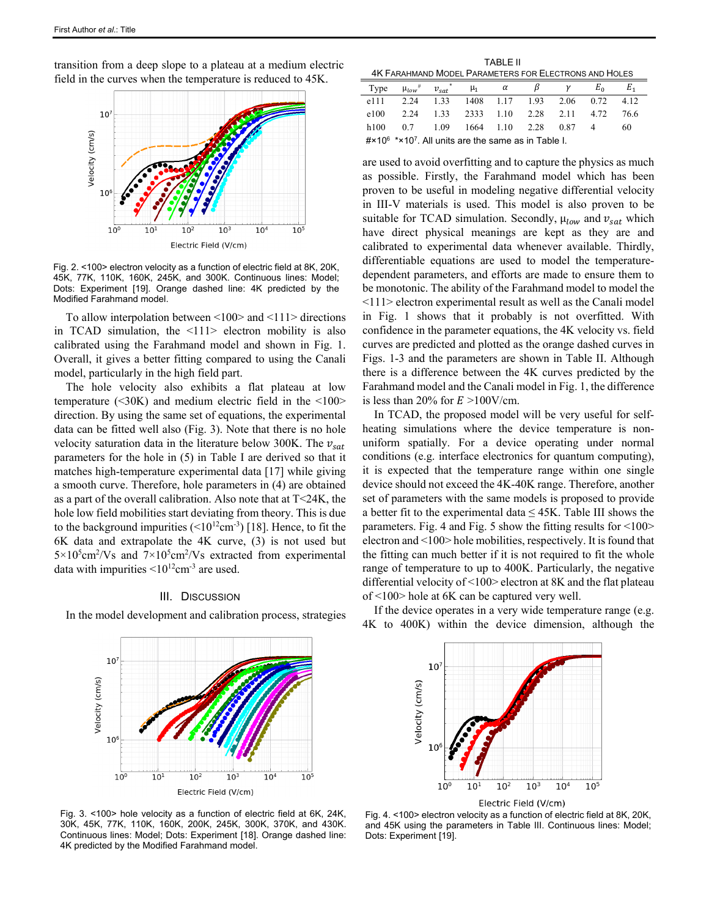transition from a deep slope to a plateau at a medium electric field in the curves when the temperature is reduced to 45K.

Fig. 2. <100> electron velocity as a function of electric field at 8K, 20K, 45K, 77K, 110K, 160K, 245K, and 300K. Continuous lines: Model; Dots: Experiment [19]. Orange dashed line: 4K predicted by the Modified Farahmand model.

To allow interpolation between <100> and <111> directions in TCAD simulation, the <111> electron mobility is also calibrated using the Farahmand model and shown in Fig. 1. Overall, it gives a better fitting compared to using the Canali model, particularly in the high field part.

The hole velocity also exhibits a flat plateau at low temperature (<30K) and medium electric field in the <100> direction. By using the same set of equations, the experimental data can be fitted well also (Fig. 3). Note that there is no hole velocity saturation data in the literature below 300K. The $v_{sat}$ parameters for the hole in (5) in Table I are derived so that it matches high-temperature experimental data [17] while giving a smooth curve. Therefore, hole parameters in (4) are obtained as a part of the overall calibration. Also note that at T<24K, the hole low field mobilities start deviating from theory. This is due to the background impurities (<$10^{12}$cm$^{-3}$) [18]. Hence, to fit the 6K data and extrapolate the 4K curve, (3) is not used but $5\times10^5$cm$^2$/Vs and $7\times10^5$cm$^2$/Vs extracted from experimental data with impurities <$10^{12}$cm$^{-3}$ are used.

## III. Discussion

In the model development and calibration process, strategies are used to avoid overfitting and to capture the physics as much as possible. Firstly, the Farahmand model which has been proven to be useful in modeling negative differential velocity in III-V materials is used. This model is also proven to be suitable for TCAD simulation. Secondly, $\mu_{low}$ and $v_{sat}$ which have direct physical meanings are kept as they are and calibrated to experimental data whenever available. Thirdly, differentiable equations are used to model the temperature-dependent parameters, and efforts are made to ensure them to be monotonic. The ability of the Farahmand model to model the <111> electron experimental result as well as the Canali model in Fig. 1 shows that it probably is not overfitted. With confidence in the parameter equations, the 4K velocity vs. field curves are predicted and plotted as the orange dashed curves in Figs. 1-3 and the parameters are shown in Table II. Although there is a difference between the 4K curves predicted by the Farahmand model and the Canali model in Fig. 1, the difference is less than 20% for $E$ >100V/cm.

TABLE II
4K Farahmand Model Parameters for Electrons and Holes

| Type | $\mu_{low}$# | $v_{sat}$* | $\mu_1$ | $\alpha$ | $\beta$ | $\gamma$ | $E_0$ | $E_1$ |
|---|---|---|---|---|---|---|---|---|
| e111 | 2.24 | 1.33 | 1408 | 1.17 | 1.93 | 2.06 | 0.72 | 4.12 |
| e100 | 2.24 | 1.33 | 2333 | 1.10 | 2.28 | 2.11 | 4.72 | 76.6 |
| h100 | 0.7 | 1.09 | 1664 | 1.10 | 2.28 | 0.87 | 4 | 60 |

#×$10^6$ *×$10^7$. All units are the same as in Table I.

In TCAD, the proposed model will be very useful for self-heating simulations where the device temperature is non-uniform spatially. For a device operating under normal conditions (e.g. interface electronics for quantum computing), it is expected that the temperature range within one single device should not exceed the 4K-40K range. Therefore, another set of parameters with the same models is proposed to provide a better fit to the experimental data ≤ 45K. Table III shows the parameters. Fig. 4 and Fig. 5 show the fitting results for <100> electron and <100> hole mobilities, respectively. It is found that the fitting can much better if it is not required to fit the whole range of temperature to up to 400K. Particularly, the negative differential velocity of <100> electron at 8K and the flat plateau of <100> hole at 6K can be captured very well.

If the device operates in a very wide temperature range (e.g. 4K to 400K) within the device dimension, although the

Fig. 3. <100> hole velocity as a function of electric field at 6K, 24K, 30K, 45K, 77K, 110K, 160K, 200K, 245K, 300K, 370K, and 430K. Continuous lines: Model; Dots: Experiment [18]. Orange dashed line: 4K predicted by the Modified Farahmand model.

Fig. 4. <100> electron velocity as a function of electric field at 8K, 20K, and 45K using the parameters in Table III. Continuous lines: Model; Dots: Experiment [19].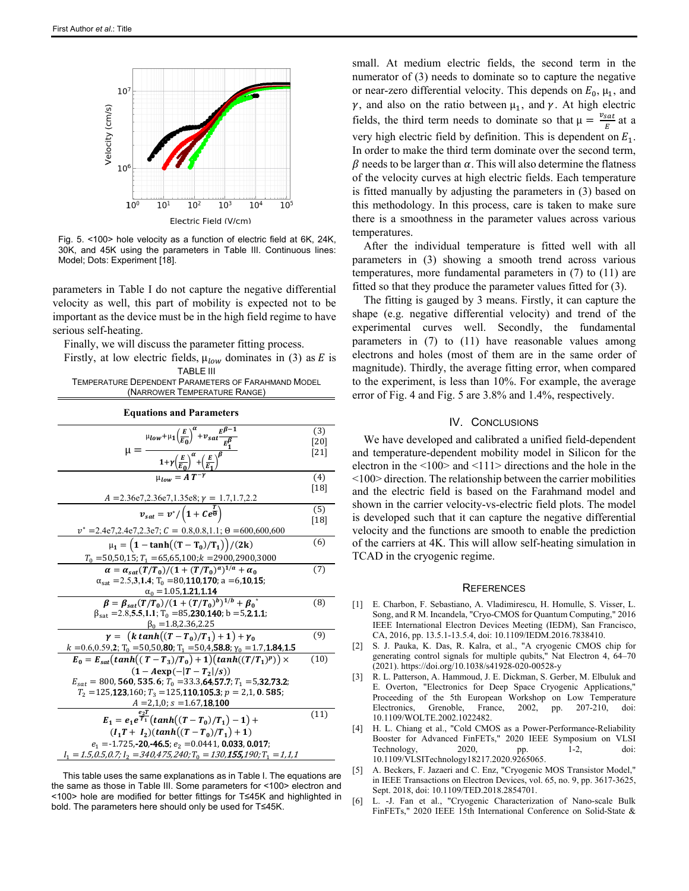Fig. 5. <100> hole velocity as a function of electric field at 6K, 24K, 30K, and 45K using the parameters in Table III. Continuous lines: Model; Dots: Experiment [18].

parameters in Table I do not capture the negative differential velocity as well, this part of mobility is expected not to be important as the device must be in the high field regime to have serious self-heating.

Finally, we will discuss the parameter fitting process.

Firstly, at low electric fields, $\mu_{low}$ dominates in (3) as $E$ is small. At medium electric fields, the second term in the numerator of (3) needs to dominate so to capture the negative or near-zero differential velocity. This depends on $E_0$, $\mu_1$, and $\gamma$, and also on the ratio between $\mu_1$, and $\gamma$. At high electric fields, the third term needs to dominate so that $\mu = \frac{v_{sat}}{E}$ at a very high electric field by definition. This is dependent on $E_1$. In order to make the third term dominate over the second term, $\beta$ needs to be larger than $\alpha$. This will also determine the flatness of the velocity curves at high electric fields. Each temperature is fitted manually by adjusting the parameters in (3) based on this methodology. In this process, care is taken to make sure there is a smoothness in the parameter values across various temperatures.

TABLE III
TEMPERATURE DEPENDENT PARAMETERS OF FARAHMAND MODEL (NARROWER TEMPERATURE RANGE)

| Equations and Parameters | |
|---|---|
| $\mu = \dfrac{\mu_{low} + \mu_1\left(\frac{E}{E_0}\right)^{\alpha} + v_{sat}\frac{E^{\beta-1}}{E_1^{\beta}}}{1+\gamma\left(\frac{E}{E_0}\right)^{\alpha} + \left(\frac{E}{E_1}\right)^{\beta}}$ | (3) [20] [21] |
| $\mu_{low} = A\,T^{-\gamma}$ <br> $A$ =2.36e7,2.36e7,1.35e8; $\gamma$ = 1.7,1.7,2.2 | (4) [18] |
| $v_{sat} = v^*/\left(1 + Ce^{\frac{T}{\Theta}}\right)$ <br> $v^*$ =2.4e7,2.4e7,2.3e7; $C$ = 0.8,0.8,1.1; $\Theta$ =600,600,600 | (5) [18] |
| $\mu_1 = \left(1 - \tanh\left((T - T_0)/T_1\right)\right)/(2k)$ <br> $T_0$ =50,50,15; $T_1$ =65,65,100; $k$ =2900,2900,3000 | (6) |
| $\alpha = \alpha_{sat}(T/T_0)/(1 + (T/T_0)^a)^{1/a} + \alpha_0$ <br> $\alpha_{sat}$ =2.5,**3**,**1.4**; $T_0$ =80,**110**,**170**; a =6,**10**,**15**; $\alpha_0$ =1.05,**1.21**,**1.14** | (7) |
| $\beta = \beta_{sat}(T/T_0)/(1 + (T/T_0)^b)^{1/b} + \beta_0{}^*$ <br> $\beta_{sat}$ =2.8,**5.5**,**1.1**; $T_0$ =85,**230**,**140**; b =5,**2**,**1.1**; $\beta_0$ =1.8,2.36,2.25 | (8) |
| $\gamma = \left(k\tanh\left((T - T_0)/T_1\right) + 1\right) + \gamma_0$ <br> $k$ =0.6,0.59,**2**; $T_0$ =50,50,**80**; $T_1$ =50,4,**58.8**; $\gamma_0$ =1.7,**1.84**,**1.5** | (9) |
| $E_0 = E_{sat}\left(\tanh\left((T - T_3)/T_0\right) + 1\right)\left(\tanh\left((T/T_1)^p\right)\right) \times \left(1 - A\exp(-\lvert T - T_2\rvert/s)\right)$ <br> $E_{sat}$ = 800, **560**, **535.6**; $T_0$ =33.3,**64**,**57.7**; $T_1$ =5,**32**,**73.2**; $T_2$ =125,**123**,160; $T_3$ =125,**110**,**105.3**; $p$ = 2,1, **0.585**; $A$ =2,1,0; $s$ =1.67,**18**,**100** | (10) |
| $E_1 = e_1 e^{\frac{e_2 T}{T_1}}\left(\tanh\left((T - T_0)/T_1\right) - 1\right) + (I_1 T + I_2)\left(\tanh\left((T - T_0)/T_1\right) + 1\right)$ <br> $e_1$ =-1.725,**-20**,**-46.5**; $e_2$ =0.0441, **0.033**, **0.017**; $I_1$ = 1.5,0.5,0.7; $I_2$ =340,475,240; $T_0$ =130,**155**,190; $T_1$ =1,1,1 | (11) |

This table uses the same explanations as in Table I. The equations are the same as those in Table III. Some parameters for <100> electron and <100> hole are modified for better fittings for T≤45K and highlighted in bold. The parameters here should only be used for T≤45K.

After the individual temperature is fitted well with all parameters in (3) showing a smooth trend across various temperatures, more fundamental parameters in (7) to (11) are fitted so that they produce the parameter values fitted for (3).

The fitting is gauged by 3 means. Firstly, it can capture the shape (e.g. negative differential velocity) and trend of the experimental curves well. Secondly, the fundamental parameters in (7) to (11) have reasonable values among electrons and holes (most of them are in the same order of magnitude). Thirdly, the average fitting error, when compared to the experiment, is less than 10%. For example, the average error of Fig. 4 and Fig. 5 are 3.8% and 1.4%, respectively.

## IV. CONCLUSIONS

We have developed and calibrated a unified field-dependent and temperature-dependent mobility model in Silicon for the electron in the <100> and <111> directions and the hole in the <100> direction. The relationship between the carrier mobilities and the electric field is based on the Farahmand model and shown in the carrier velocity-vs-electric field plots. The model is developed such that it can capture the negative differential velocity and the functions are smooth to enable the prediction of the carriers at 4K. This will allow self-heating simulation in TCAD in the cryogenic regime.

## REFERENCES

[1] E. Charbon, F. Sebastiano, A. Vladimirescu, H. Homulle, S. Visser, L. Song, and R M. Incandela, "Cryo-CMOS for Quantum Computing," 2016 IEEE International Electron Devices Meeting (IEDM), San Francisco, CA, 2016, pp. 13.5.1-13.5.4, doi: 10.1109/IEDM.2016.7838410.

[2] S. J. Pauka, K. Das, R. Kalra, et al., "A cryogenic CMOS chip for generating control signals for multiple qubits," Nat Electron 4, 64–70 (2021). https://doi.org/10.1038/s41928-020-00528-y

[3] R. L. Patterson, A. Hammoud, J. E. Dickman, S. Gerber, M. Elbuluk and E. Overton, "Electronics for Deep Space Cryogenic Applications," Proceeding of the 5th European Workshop on Low Temperature Electronics, Grenoble, France, 2002, pp. 207-210, doi: 10.1109/WOLTE.2002.1022482.

[4] H. L. Chiang et al., "Cold CMOS as a Power-Performance-Reliability Booster for Advanced FinFETs," 2020 IEEE Symposium on VLSI Technology, 2020, pp. 1-2, doi: 10.1109/VLSITechnology18217.2020.9265065.

[5] A. Beckers, F. Jazaeri and C. Enz, "Cryogenic MOS Transistor Model," in IEEE Transactions on Electron Devices, vol. 65, no. 9, pp. 3617-3625, Sept. 2018, doi: 10.1109/TED.2018.2854701.

[6] L. -J. Fan et al., "Cryogenic Characterization of Nano-scale Bulk FinFETs," 2020 IEEE 15th International Conference on Solid-State &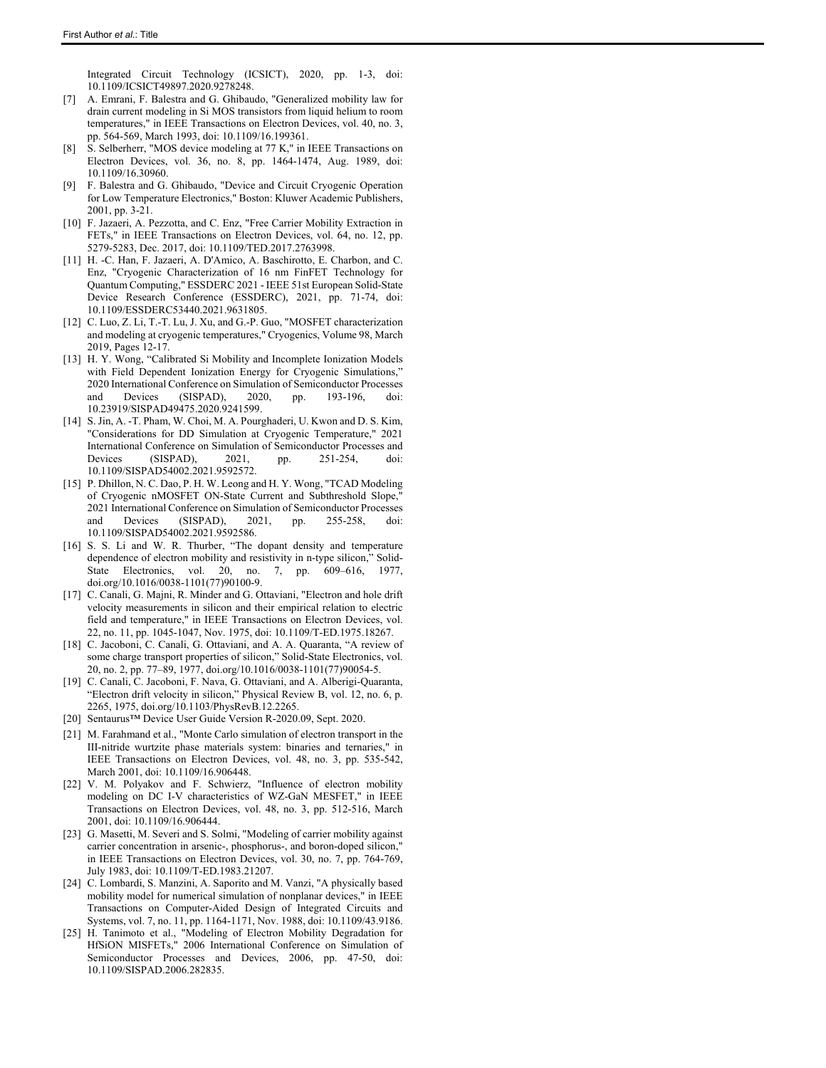Integrated Circuit Technology (ICSICT), 2020, pp. 1-3, doi: 10.1109/ICSICT49897.2020.9278248.

[7] A. Emrani, F. Balestra and G. Ghibaudo, "Generalized mobility law for drain current modeling in Si MOS transistors from liquid helium to room temperatures," in IEEE Transactions on Electron Devices, vol. 40, no. 3, pp. 564-569, March 1993, doi: 10.1109/16.199361.

[8] S. Selberherr, "MOS device modeling at 77 K," in IEEE Transactions on Electron Devices, vol. 36, no. 8, pp. 1464-1474, Aug. 1989, doi: 10.1109/16.30960.

[9] F. Balestra and G. Ghibaudo, "Device and Circuit Cryogenic Operation for Low Temperature Electronics," Boston: Kluwer Academic Publishers, 2001, pp. 3-21.

[10] F. Jazaeri, A. Pezzotta, and C. Enz, "Free Carrier Mobility Extraction in FETs," in IEEE Transactions on Electron Devices, vol. 64, no. 12, pp. 5279-5283, Dec. 2017, doi: 10.1109/TED.2017.2763998.

[11] H. -C. Han, F. Jazaeri, A. D'Amico, A. Baschirotto, E. Charbon, and C. Enz, "Cryogenic Characterization of 16 nm FinFET Technology for Quantum Computing," ESSDERC 2021 - IEEE 51st European Solid-State Device Research Conference (ESSDERC), 2021, pp. 71-74, doi: 10.1109/ESSDERC53440.2021.9631805.

[12] C. Luo, Z. Li, T.-T. Lu, J. Xu, and G.-P. Guo, "MOSFET characterization and modeling at cryogenic temperatures," Cryogenics, Volume 98, March 2019, Pages 12-17.

[13] H. Y. Wong, "Calibrated Si Mobility and Incomplete Ionization Models with Field Dependent Ionization Energy for Cryogenic Simulations," 2020 International Conference on Simulation of Semiconductor Processes and Devices (SISPAD), 2020, pp. 193-196, doi: 10.23919/SISPAD49475.2020.9241599.

[14] S. Jin, A. -T. Pham, W. Choi, M. A. Pourghaderi, U. Kwon and D. S. Kim, "Considerations for DD Simulation at Cryogenic Temperature," 2021 International Conference on Simulation of Semiconductor Processes and Devices (SISPAD), 2021, pp. 251-254, doi: 10.1109/SISPAD54002.2021.9592572.

[15] P. Dhillon, N. C. Dao, P. H. W. Leong and H. Y. Wong, "TCAD Modeling of Cryogenic nMOSFET ON-State Current and Subthreshold Slope," 2021 International Conference on Simulation of Semiconductor Processes and Devices (SISPAD), 2021, pp. 255-258, doi: 10.1109/SISPAD54002.2021.9592586.

[16] S. S. Li and W. R. Thurber, "The dopant density and temperature dependence of electron mobility and resistivity in n-type silicon," Solid-State Electronics, vol. 20, no. 7, pp. 609–616, 1977, doi.org/10.1016/0038-1101(77)90100-9.

[17] C. Canali, G. Majni, R. Minder and G. Ottaviani, "Electron and hole drift velocity measurements in silicon and their empirical relation to electric field and temperature," in IEEE Transactions on Electron Devices, vol. 22, no. 11, pp. 1045-1047, Nov. 1975, doi: 10.1109/T-ED.1975.18267.

[18] C. Jacoboni, C. Canali, G. Ottaviani, and A. A. Quaranta, "A review of some charge transport properties of silicon," Solid-State Electronics, vol. 20, no. 2, pp. 77–89, 1977, doi.org/10.1016/0038-1101(77)90054-5.

[19] C. Canali, C. Jacoboni, F. Nava, G. Ottaviani, and A. Alberigi-Quaranta, "Electron drift velocity in silicon," Physical Review B, vol. 12, no. 6, p. 2265, 1975, doi.org/10.1103/PhysRevB.12.2265.

[20] Sentaurus™ Device User Guide Version R-2020.09, Sept. 2020.

[21] M. Farahmand et al., "Monte Carlo simulation of electron transport in the III-nitride wurtzite phase materials system: binaries and ternaries," in IEEE Transactions on Electron Devices, vol. 48, no. 3, pp. 535-542, March 2001, doi: 10.1109/16.906448.

[22] V. M. Polyakov and F. Schwierz, "Influence of electron mobility modeling on DC I-V characteristics of WZ-GaN MESFET," in IEEE Transactions on Electron Devices, vol. 48, no. 3, pp. 512-516, March 2001, doi: 10.1109/16.906444.

[23] G. Masetti, M. Severi and S. Solmi, "Modeling of carrier mobility against carrier concentration in arsenic-, phosphorus-, and boron-doped silicon," in IEEE Transactions on Electron Devices, vol. 30, no. 7, pp. 764-769, July 1983, doi: 10.1109/T-ED.1983.21207.

[24] C. Lombardi, S. Manzini, A. Saporito and M. Vanzi, "A physically based mobility model for numerical simulation of nonplanar devices," in IEEE Transactions on Computer-Aided Design of Integrated Circuits and Systems, vol. 7, no. 11, pp. 1164-1171, Nov. 1988, doi: 10.1109/43.9186.

[25] H. Tanimoto et al., "Modeling of Electron Mobility Degradation for HfSiON MISFETs," 2006 International Conference on Simulation of Semiconductor Processes and Devices, 2006, pp. 47-50, doi: 10.1109/SISPAD.2006.282835.